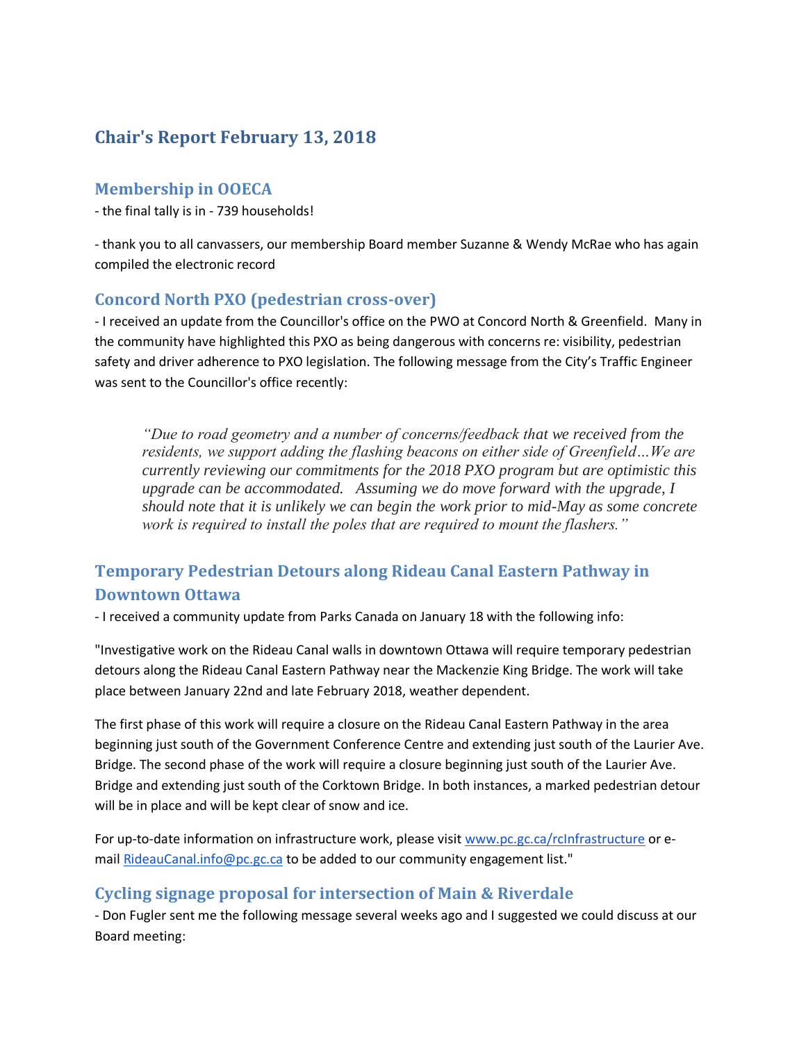# Chair's Report February 13, 2018

## Membership in OOECA

- the final tally is in - 739 households!

- thank you to all canvassers, our membership Board member Suzanne & Wendy McRae who has again compiled the electronic record

## Concord North PXO (pedestrian cross-over)

- I received an update from the Councillor's office on the PWO at Concord North & Greenfield. Many in the community have highlighted this PXO as being dangerous with concerns re: visibility, pedestrian safety and driver adherence to PXO legislation. The following message from the City's Traffic Engineer was sent to the Councillor's office recently:

> *"Due to road geometry and a number of concerns/feedback that we received from the residents, we support adding the flashing beacons on either side of Greenfield…We are currently reviewing our commitments for the 2018 PXO program but are optimistic this upgrade can be accommodated. Assuming we do move forward with the upgrade, I should note that it is unlikely we can begin the work prior to mid-May as some concrete work is required to install the poles that are required to mount the flashers."*

## Temporary Pedestrian Detours along Rideau Canal Eastern Pathway in Downtown Ottawa

- I received a community update from Parks Canada on January 18 with the following info:

"Investigative work on the Rideau Canal walls in downtown Ottawa will require temporary pedestrian detours along the Rideau Canal Eastern Pathway near the Mackenzie King Bridge. The work will take place between January 22nd and late February 2018, weather dependent.

The first phase of this work will require a closure on the Rideau Canal Eastern Pathway in the area beginning just south of the Government Conference Centre and extending just south of the Laurier Ave. Bridge. The second phase of the work will require a closure beginning just south of the Laurier Ave. Bridge and extending just south of the Corktown Bridge. In both instances, a marked pedestrian detour will be in place and will be kept clear of snow and ice.

For up-to-date information on infrastructure work, please visit www.pc.gc.ca/rcInfrastructure or e-mail RideauCanal.info@pc.gc.ca to be added to our community engagement list."

## Cycling signage proposal for intersection of Main & Riverdale

- Don Fugler sent me the following message several weeks ago and I suggested we could discuss at our Board meeting: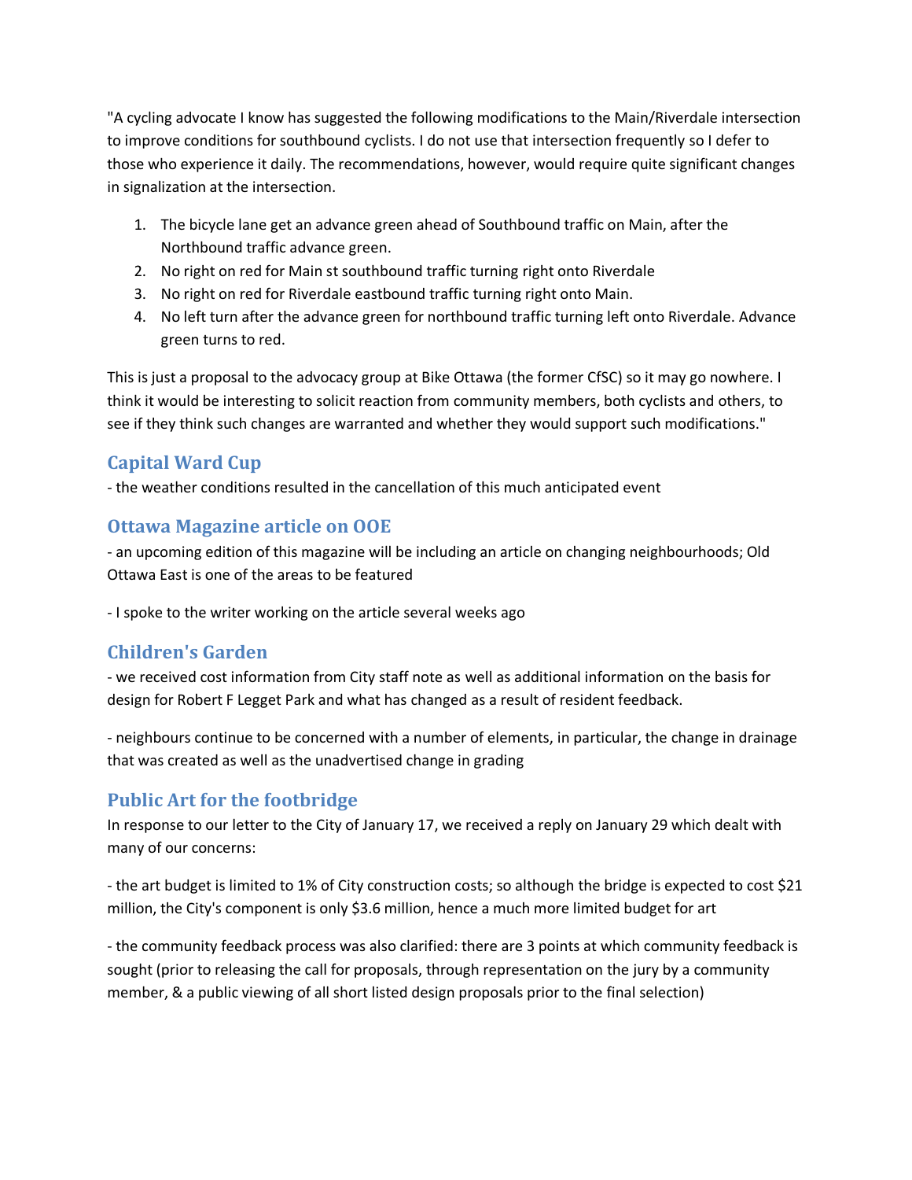"A cycling advocate I know has suggested the following modifications to the Main/Riverdale intersection to improve conditions for southbound cyclists. I do not use that intersection frequently so I defer to those who experience it daily. The recommendations, however, would require quite significant changes in signalization at the intersection.

1. The bicycle lane get an advance green ahead of Southbound traffic on Main, after the Northbound traffic advance green.
2. No right on red for Main st southbound traffic turning right onto Riverdale
3. No right on red for Riverdale eastbound traffic turning right onto Main.
4. No left turn after the advance green for northbound traffic turning left onto Riverdale. Advance green turns to red.

This is just a proposal to the advocacy group at Bike Ottawa (the former CfSC) so it may go nowhere. I think it would be interesting to solicit reaction from community members, both cyclists and others, to see if they think such changes are warranted and whether they would support such modifications."

## Capital Ward Cup

- the weather conditions resulted in the cancellation of this much anticipated event

## Ottawa Magazine article on OOE

- an upcoming edition of this magazine will be including an article on changing neighbourhoods; Old Ottawa East is one of the areas to be featured

- I spoke to the writer working on the article several weeks ago

## Children's Garden

- we received cost information from City staff note as well as additional information on the basis for design for Robert F Legget Park and what has changed as a result of resident feedback.

- neighbours continue to be concerned with a number of elements, in particular, the change in drainage that was created as well as the unadvertised change in grading

## Public Art for the footbridge

In response to our letter to the City of January 17, we received a reply on January 29 which dealt with many of our concerns:

- the art budget is limited to 1% of City construction costs; so although the bridge is expected to cost $21 million, the City's component is only $3.6 million, hence a much more limited budget for art

- the community feedback process was also clarified: there are 3 points at which community feedback is sought (prior to releasing the call for proposals, through representation on the jury by a community member, & a public viewing of all short listed design proposals prior to the final selection)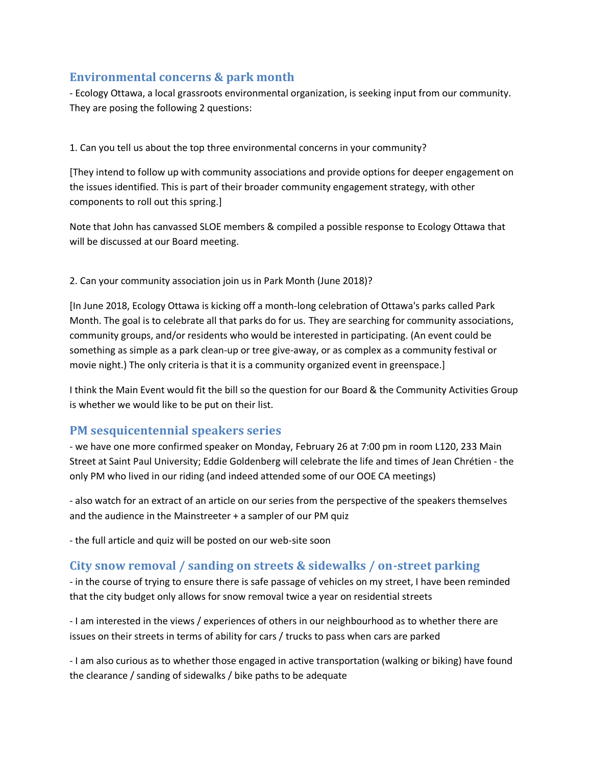## Environmental concerns & park month

- Ecology Ottawa, a local grassroots environmental organization, is seeking input from our community. They are posing the following 2 questions:

1. Can you tell us about the top three environmental concerns in your community?

[They intend to follow up with community associations and provide options for deeper engagement on the issues identified. This is part of their broader community engagement strategy, with other components to roll out this spring.]

Note that John has canvassed SLOE members & compiled a possible response to Ecology Ottawa that will be discussed at our Board meeting.

2. Can your community association join us in Park Month (June 2018)?

[In June 2018, Ecology Ottawa is kicking off a month-long celebration of Ottawa's parks called Park Month. The goal is to celebrate all that parks do for us. They are searching for community associations, community groups, and/or residents who would be interested in participating. (An event could be something as simple as a park clean-up or tree give-away, or as complex as a community festival or movie night.) The only criteria is that it is a community organized event in greenspace.]

I think the Main Event would fit the bill so the question for our Board & the Community Activities Group is whether we would like to be put on their list.

## PM sesquicentennial speakers series

- we have one more confirmed speaker on Monday, February 26 at 7:00 pm in room L120, 233 Main Street at Saint Paul University; Eddie Goldenberg will celebrate the life and times of Jean Chrétien - the only PM who lived in our riding (and indeed attended some of our OOE CA meetings)

- also watch for an extract of an article on our series from the perspective of the speakers themselves and the audience in the Mainstreeter + a sampler of our PM quiz

- the full article and quiz will be posted on our web-site soon

## City snow removal / sanding on streets & sidewalks / on-street parking

- in the course of trying to ensure there is safe passage of vehicles on my street, I have been reminded that the city budget only allows for snow removal twice a year on residential streets

- I am interested in the views / experiences of others in our neighbourhood as to whether there are issues on their streets in terms of ability for cars / trucks to pass when cars are parked

- I am also curious as to whether those engaged in active transportation (walking or biking) have found the clearance / sanding of sidewalks / bike paths to be adequate